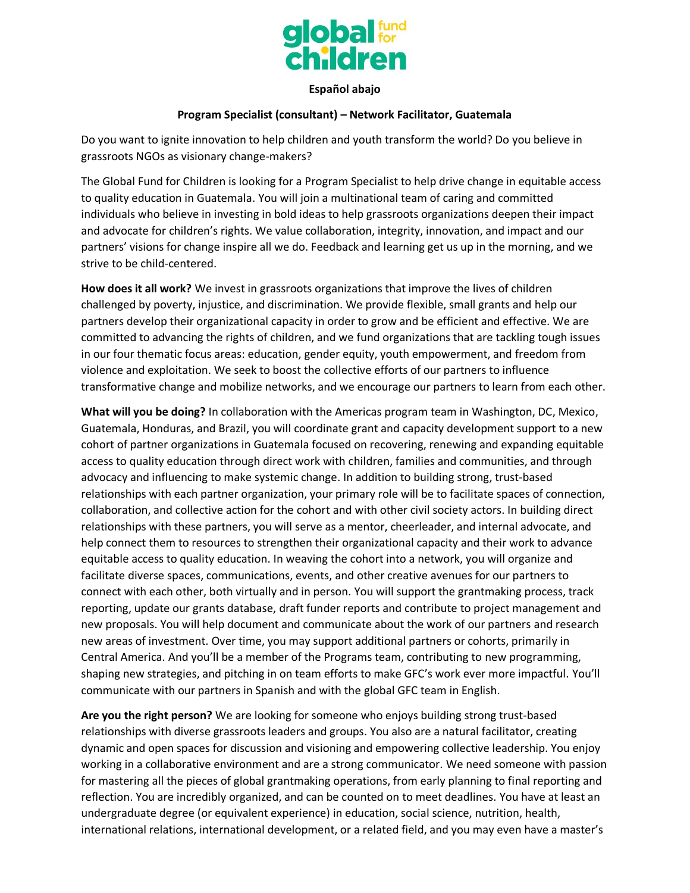**Español abajo**

**Program Specialist (consultant) – Network Facilitator, Guatemala**

Do you want to ignite innovation to help children and youth transform the world? Do you believe in grassroots NGOs as visionary change-makers?

The Global Fund for Children is looking for a Program Specialist to help drive change in equitable access to quality education in Guatemala. You will join a multinational team of caring and committed individuals who believe in investing in bold ideas to help grassroots organizations deepen their impact and advocate for children's rights. We value collaboration, integrity, innovation, and impact and our partners' visions for change inspire all we do. Feedback and learning get us up in the morning, and we strive to be child-centered.

**How does it all work?** We invest in grassroots organizations that improve the lives of children challenged by poverty, injustice, and discrimination. We provide flexible, small grants and help our partners develop their organizational capacity in order to grow and be efficient and effective. We are committed to advancing the rights of children, and we fund organizations that are tackling tough issues in our four thematic focus areas: education, gender equity, youth empowerment, and freedom from violence and exploitation. We seek to boost the collective efforts of our partners to influence transformative change and mobilize networks, and we encourage our partners to learn from each other.

**What will you be doing?** In collaboration with the Americas program team in Washington, DC, Mexico, Guatemala, Honduras, and Brazil, you will coordinate grant and capacity development support to a new cohort of partner organizations in Guatemala focused on recovering, renewing and expanding equitable access to quality education through direct work with children, families and communities, and through advocacy and influencing to make systemic change. In addition to building strong, trust-based relationships with each partner organization, your primary role will be to facilitate spaces of connection, collaboration, and collective action for the cohort and with other civil society actors. In building direct relationships with these partners, you will serve as a mentor, cheerleader, and internal advocate, and help connect them to resources to strengthen their organizational capacity and their work to advance equitable access to quality education. In weaving the cohort into a network, you will organize and facilitate diverse spaces, communications, events, and other creative avenues for our partners to connect with each other, both virtually and in person. You will support the grantmaking process, track reporting, update our grants database, draft funder reports and contribute to project management and new proposals. You will help document and communicate about the work of our partners and research new areas of investment. Over time, you may support additional partners or cohorts, primarily in Central America. And you'll be a member of the Programs team, contributing to new programming, shaping new strategies, and pitching in on team efforts to make GFC's work ever more impactful. You'll communicate with our partners in Spanish and with the global GFC team in English.

**Are you the right person?** We are looking for someone who enjoys building strong trust-based relationships with diverse grassroots leaders and groups. You also are a natural facilitator, creating dynamic and open spaces for discussion and visioning and empowering collective leadership. You enjoy working in a collaborative environment and are a strong communicator. We need someone with passion for mastering all the pieces of global grantmaking operations, from early planning to final reporting and reflection. You are incredibly organized, and can be counted on to meet deadlines. You have at least an undergraduate degree (or equivalent experience) in education, social science, nutrition, health, international relations, international development, or a related field, and you may even have a master's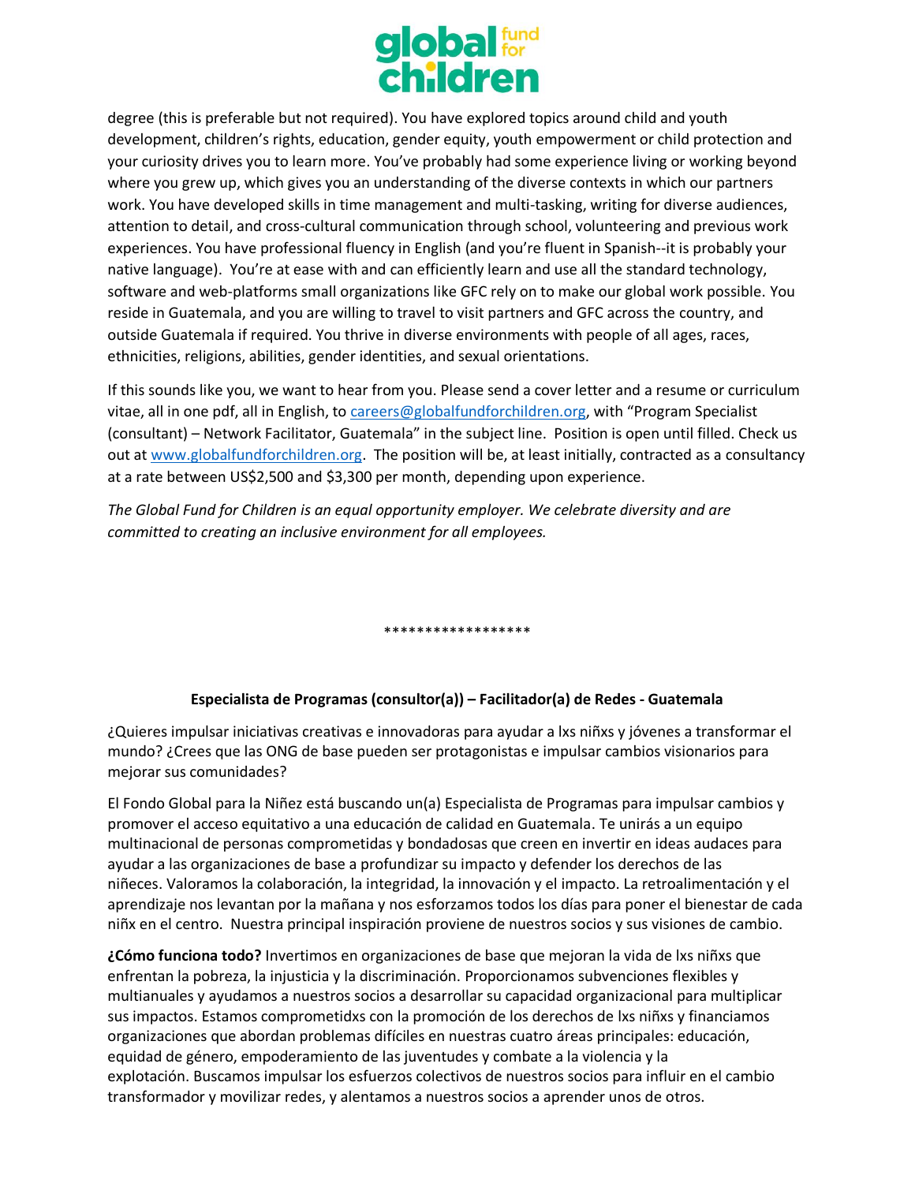degree (this is preferable but not required). You have explored topics around child and youth development, children's rights, education, gender equity, youth empowerment or child protection and your curiosity drives you to learn more. You've probably had some experience living or working beyond where you grew up, which gives you an understanding of the diverse contexts in which our partners work. You have developed skills in time management and multi-tasking, writing for diverse audiences, attention to detail, and cross-cultural communication through school, volunteering and previous work experiences. You have professional fluency in English (and you're fluent in Spanish--it is probably your native language). You're at ease with and can efficiently learn and use all the standard technology, software and web-platforms small organizations like GFC rely on to make our global work possible. You reside in Guatemala, and you are willing to travel to visit partners and GFC across the country, and outside Guatemala if required. You thrive in diverse environments with people of all ages, races, ethnicities, religions, abilities, gender identities, and sexual orientations.

If this sounds like you, we want to hear from you. Please send a cover letter and a resume or curriculum vitae, all in one pdf, all in English, to careers@globalfundforchildren.org, with "Program Specialist (consultant) – Network Facilitator, Guatemala" in the subject line. Position is open until filled. Check us out at www.globalfundforchildren.org. The position will be, at least initially, contracted as a consultancy at a rate between US$2,500 and $3,300 per month, depending upon experience.

*The Global Fund for Children is an equal opportunity employer. We celebrate diversity and are committed to creating an inclusive environment for all employees.*

******************

**Especialista de Programas (consultor(a)) – Facilitador(a) de Redes - Guatemala**

¿Quieres impulsar iniciativas creativas e innovadoras para ayudar a lxs niñxs y jóvenes a transformar el mundo? ¿Crees que las ONG de base pueden ser protagonistas e impulsar cambios visionarios para mejorar sus comunidades?

El Fondo Global para la Niñez está buscando un(a) Especialista de Programas para impulsar cambios y promover el acceso equitativo a una educación de calidad en Guatemala. Te unirás a un equipo multinacional de personas comprometidas y bondadosas que creen en invertir en ideas audaces para ayudar a las organizaciones de base a profundizar su impacto y defender los derechos de las niñeces. Valoramos la colaboración, la integridad, la innovación y el impacto. La retroalimentación y el aprendizaje nos levantan por la mañana y nos esforzamos todos los días para poner el bienestar de cada niñx en el centro. Nuestra principal inspiración proviene de nuestros socios y sus visiones de cambio.

**¿Cómo funciona todo?** Invertimos en organizaciones de base que mejoran la vida de lxs niñxs que enfrentan la pobreza, la injusticia y la discriminación. Proporcionamos subvenciones flexibles y multianuales y ayudamos a nuestros socios a desarrollar su capacidad organizacional para multiplicar sus impactos. Estamos comprometidxs con la promoción de los derechos de lxs niñxs y financiamos organizaciones que abordan problemas difíciles en nuestras cuatro áreas principales: educación, equidad de género, empoderamiento de las juventudes y combate a la violencia y la explotación. Buscamos impulsar los esfuerzos colectivos de nuestros socios para influir en el cambio transformador y movilizar redes, y alentamos a nuestros socios a aprender unos de otros.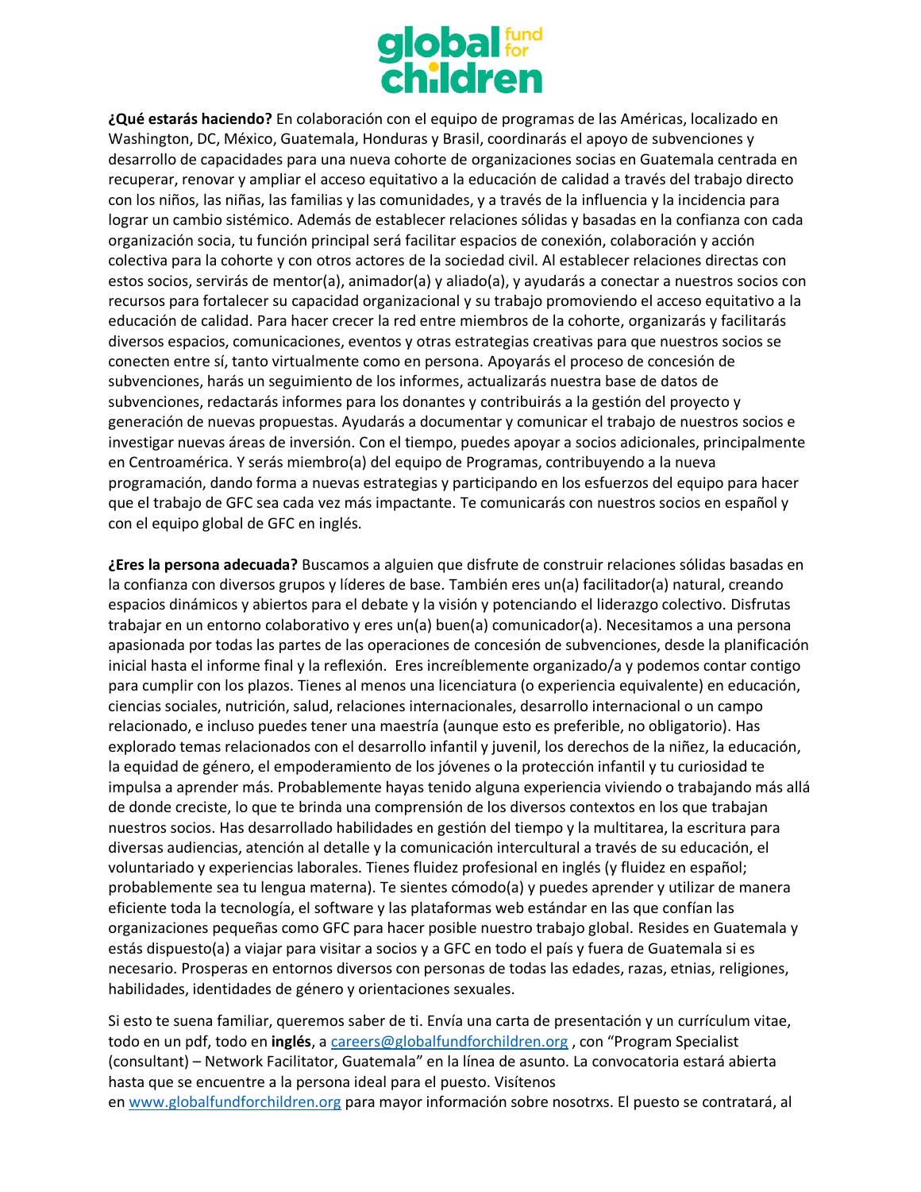**¿Qué estarás haciendo?** En colaboración con el equipo de programas de las Américas, localizado en Washington, DC, México, Guatemala, Honduras y Brasil, coordinarás el apoyo de subvenciones y desarrollo de capacidades para una nueva cohorte de organizaciones socias en Guatemala centrada en recuperar, renovar y ampliar el acceso equitativo a la educación de calidad a través del trabajo directo con los niños, las niñas, las familias y las comunidades, y a través de la influencia y la incidencia para lograr un cambio sistémico. Además de establecer relaciones sólidas y basadas en la confianza con cada organización socia, tu función principal será facilitar espacios de conexión, colaboración y acción colectiva para la cohorte y con otros actores de la sociedad civil. Al establecer relaciones directas con estos socios, servirás de mentor(a), animador(a) y aliado(a), y ayudarás a conectar a nuestros socios con recursos para fortalecer su capacidad organizacional y su trabajo promoviendo el acceso equitativo a la educación de calidad. Para hacer crecer la red entre miembros de la cohorte, organizarás y facilitarás diversos espacios, comunicaciones, eventos y otras estrategias creativas para que nuestros socios se conecten entre sí, tanto virtualmente como en persona. Apoyarás el proceso de concesión de subvenciones, harás un seguimiento de los informes, actualizarás nuestra base de datos de subvenciones, redactarás informes para los donantes y contribuirás a la gestión del proyecto y generación de nuevas propuestas. Ayudarás a documentar y comunicar el trabajo de nuestros socios e investigar nuevas áreas de inversión. Con el tiempo, puedes apoyar a socios adicionales, principalmente en Centroamérica. Y serás miembro(a) del equipo de Programas, contribuyendo a la nueva programación, dando forma a nuevas estrategias y participando en los esfuerzos del equipo para hacer que el trabajo de GFC sea cada vez más impactante. Te comunicarás con nuestros socios en español y con el equipo global de GFC en inglés.

**¿Eres la persona adecuada?** Buscamos a alguien que disfrute de construir relaciones sólidas basadas en la confianza con diversos grupos y líderes de base. También eres un(a) facilitador(a) natural, creando espacios dinámicos y abiertos para el debate y la visión y potenciando el liderazgo colectivo. Disfrutas trabajar en un entorno colaborativo y eres un(a) buen(a) comunicador(a). Necesitamos a una persona apasionada por todas las partes de las operaciones de concesión de subvenciones, desde la planificación inicial hasta el informe final y la reflexión. Eres increíblemente organizado/a y podemos contar contigo para cumplir con los plazos. Tienes al menos una licenciatura (o experiencia equivalente) en educación, ciencias sociales, nutrición, salud, relaciones internacionales, desarrollo internacional o un campo relacionado, e incluso puedes tener una maestría (aunque esto es preferible, no obligatorio). Has explorado temas relacionados con el desarrollo infantil y juvenil, los derechos de la niñez, la educación, la equidad de género, el empoderamiento de los jóvenes o la protección infantil y tu curiosidad te impulsa a aprender más. Probablemente hayas tenido alguna experiencia viviendo o trabajando más allá de donde creciste, lo que te brinda una comprensión de los diversos contextos en los que trabajan nuestros socios. Has desarrollado habilidades en gestión del tiempo y la multitarea, la escritura para diversas audiencias, atención al detalle y la comunicación intercultural a través de su educación, el voluntariado y experiencias laborales. Tienes fluidez profesional en inglés (y fluidez en español; probablemente sea tu lengua materna). Te sientes cómodo(a) y puedes aprender y utilizar de manera eficiente toda la tecnología, el software y las plataformas web estándar en las que confían las organizaciones pequeñas como GFC para hacer posible nuestro trabajo global. Resides en Guatemala y estás dispuesto(a) a viajar para visitar a socios y a GFC en todo el país y fuera de Guatemala si es necesario. Prosperas en entornos diversos con personas de todas las edades, razas, etnias, religiones, habilidades, identidades de género y orientaciones sexuales.

Si esto te suena familiar, queremos saber de ti. Envía una carta de presentación y un currículum vitae, todo en un pdf, todo en **inglés**, a careers@globalfundforchildren.org , con "Program Specialist (consultant) – Network Facilitator, Guatemala" en la línea de asunto. La convocatoria estará abierta hasta que se encuentre a la persona ideal para el puesto. Visítenos en www.globalfundforchildren.org para mayor información sobre nosotrxs. El puesto se contratará, al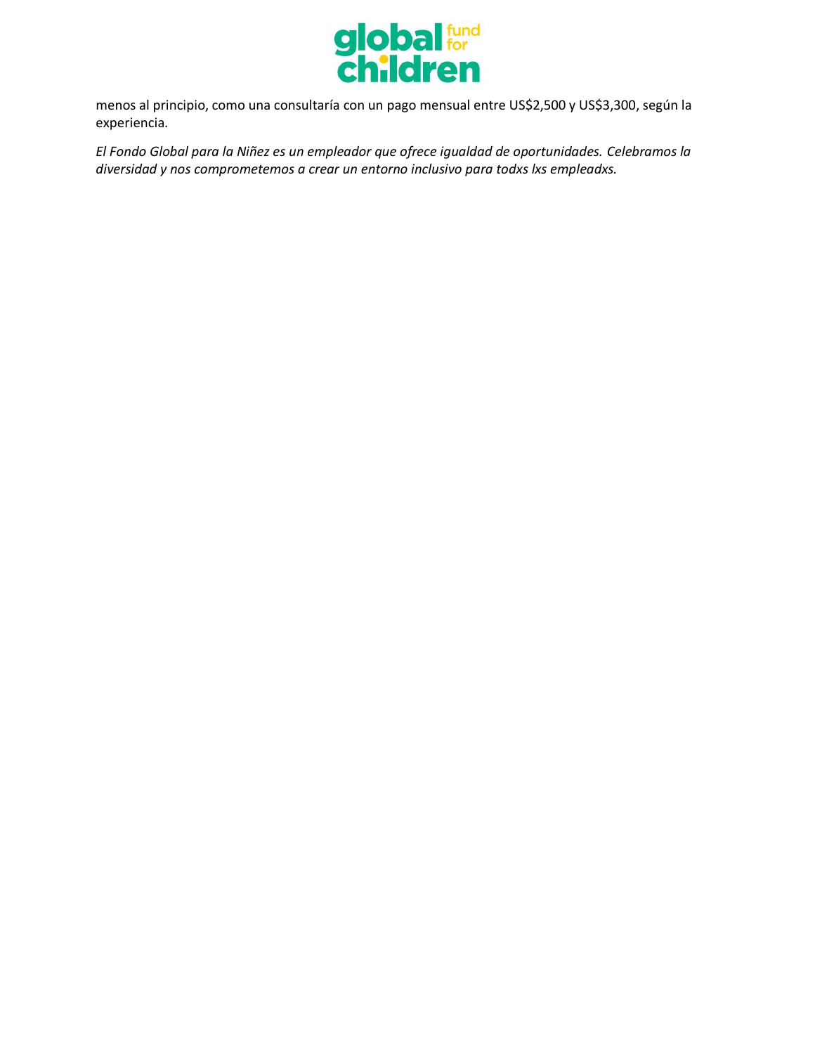menos al principio, como una consultaría con un pago mensual entre US$2,500 y US$3,300, según la experiencia.

*El Fondo Global para la Niñez es un empleador que ofrece igualdad de oportunidades. Celebramos la diversidad y nos comprometemos a crear un entorno inclusivo para todxs lxs empleadxs.*